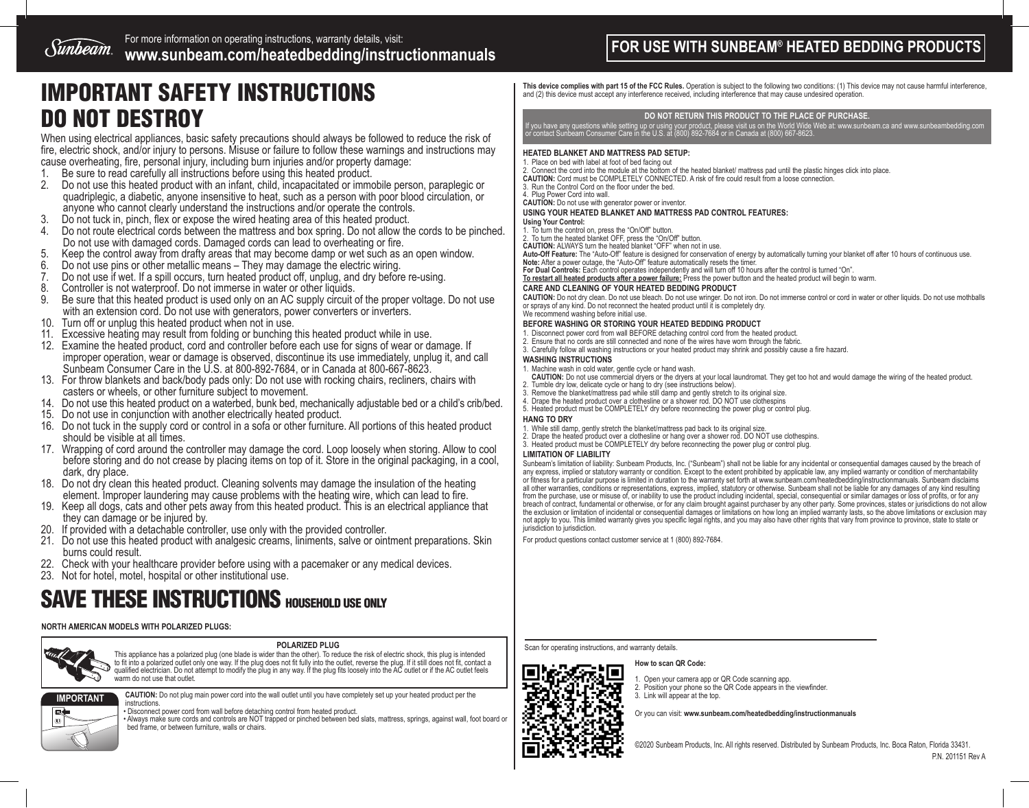For more information on operating instructions, warranty details, visit:
**www.sunbeam.com/heatedbedding/instructionmanuals**

**FOR USE WITH SUNBEAM® HEATED BEDDING PRODUCTS**

# IMPORTANT SAFETY INSTRUCTIONS
# DO NOT DESTROY

When using electrical appliances, basic safety precautions should always be followed to reduce the risk of fire, electric shock, and/or injury to persons. Misuse or failure to follow these warnings and instructions may cause overheating, fire, personal injury, including burn injuries and/or property damage:

1. Be sure to read carefully all instructions before using this heated product.
2. Do not use this heated product with an infant, child, incapacitated or immobile person, paraplegic or quadriplegic, a diabetic, anyone insensitive to heat, such as a person with poor blood circulation, or anyone who cannot clearly understand the instructions and/or operate the controls.
3. Do not tuck in, pinch, flex or expose the wired heating area of this heated product.
4. Do not route electrical cords between the mattress and box spring. Do not allow the cords to be pinched. Do not use with damaged cords. Damaged cords can lead to overheating or fire.
5. Keep the control away from drafty areas that may become damp or wet such as an open window.
6. Do not use pins or other metallic means – They may damage the electric wiring.
7. Do not use if wet. If a spill occurs, turn heated product off, unplug, and dry before re-using.
8. Controller is not waterproof. Do not immerse in water or other liquids.
9. Be sure that this heated product is used only on an AC supply circuit of the proper voltage. Do not use with an extension cord. Do not use with generators, power converters or inverters.
10. Turn off or unplug this heated product when not in use.
11. Excessive heating may result from folding or bunching this heated product while in use.
12. Examine the heated product, cord and controller before each use for signs of wear or damage. If improper operation, wear or damage is observed, discontinue its use immediately, unplug it, and call Sunbeam Consumer Care in the U.S. at 800-892-7684, or in Canada at 800-667-8623.
13. For throw blankets and back/body pads only: Do not use with rocking chairs, recliners, chairs with casters or wheels, or other furniture subject to movement.
14. Do not use this heated product on a waterbed, bunk bed, mechanically adjustable bed or a child's crib/bed.
15. Do not use in conjunction with another electrically heated product.
16. Do not tuck in the supply cord or control in a sofa or other furniture. All portions of this heated product should be visible at all times.
17. Wrapping of cord around the controller may damage the cord. Loop loosely when storing. Allow to cool before storing and do not crease by placing items on top of it. Store in the original packaging, in a cool, dark, dry place.
18. Do not dry clean this heated product. Cleaning solvents may damage the insulation of the heating element. Improper laundering may cause problems with the heating wire, which can lead to fire.
19. Keep all dogs, cats and other pets away from this heated product. This is an electrical appliance that they can damage or be injured by.
20. If provided with a detachable controller, use only with the provided controller.
21. Do not use this heated product with analgesic creams, liniments, salve or ointment preparations. Skin burns could result.
22. Check with your healthcare provider before using with a pacemaker or any medical devices.
23. Not for hotel, motel, hospital or other institutional use.

# SAVE THESE INSTRUCTIONS HOUSEHOLD USE ONLY

**NORTH AMERICAN MODELS WITH POLARIZED PLUGS:**

**POLARIZED PLUG**

This appliance has a polarized plug (one blade is wider than the other). To reduce the risk of electric shock, this plug is intended to fit into a polarized outlet only one way. If the plug does not fit fully into the outlet, reverse the plug. If it still does not fit, contact a qualified electrician. Do not attempt to modify the plug in any way. If the plug fits loosely into the AC outlet or if the AC outlet feels warm do not use that outlet.

**IMPORTANT**

**CAUTION:** Do not plug main power cord into the wall outlet until you have completely set up your heated product per the instructions.
- Disconnect power cord from wall before detaching control from heated product.
- Always make sure cords and controls are NOT trapped or pinched between bed slats, mattress, springs, against wall, foot board or bed frame, or between furniture, walls or chairs.

**This device complies with part 15 of the FCC Rules.** Operation is subject to the following two conditions: (1) This device may not cause harmful interference, and (2) this device must accept any interference received, including interference that may cause undesired operation.

**DO NOT RETURN THIS PRODUCT TO THE PLACE OF PURCHASE.**
If you have any questions while setting up or using your product, please visit us on the World Wide Web at: www.sunbeam.ca and www.sunbeambedding.com or contact Sunbeam Consumer Care in the U.S. at (800) 892-7684 or in Canada at (800) 667-8623.

### HEATED BLANKET AND MATTRESS PAD SETUP:

1. Place on bed with label at foot of bed facing out
2. Connect the cord into the module at the bottom of the heated blanket/ mattress pad until the plastic hinges click into place.

**CAUTION:** Cord must be COMPLETELY CONNECTED. A risk of fire could result from a loose connection.

3. Run the Control Cord on the floor under the bed.
4. Plug Power Cord into wall.

**CAUTION:** Do not use with generator power or inventor.

### USING YOUR HEATED BLANKET AND MATTRESS PAD CONTROL FEATURES:

**Using Your Control:**

1. To turn the control on, press the "On/Off" button.
2. To turn the heated blanket OFF, press the "On/Off" button.

**CAUTION:** ALWAYS turn the heated blanket "OFF" when not in use.

**Auto-Off Feature:** The "Auto-Off" feature is designed for conservation of energy by automatically turning your blanket off after 10 hours of continuous use.

**Note:** After a power outage, the "Auto-Off" feature automatically resets the timer.

**For Dual Controls:** Each control operates independently and will turn off 10 hours after the control is turned "On".

**To restart all heated products after a power failure:** Press the power button and the heated product will begin to warm.

### CARE AND CLEANING OF YOUR HEATED BEDDING PRODUCT

**CAUTION:** Do not dry clean. Do not use bleach. Do not use wringer. Do not iron. Do not immerse control or cord in water or other liquids. Do not use mothballs or sprays of any kind. Do not reconnect the heated product until it is completely dry.

We recommend washing before initial use.

### BEFORE WASHING OR STORING YOUR HEATED BEDDING PRODUCT

1. Disconnect power cord from wall BEFORE detaching control cord from the heated product.
2. Ensure that no cords are still connected and none of the wires have worn through the fabric.
3. Carefully follow all washing instructions or your heated product may shrink and possibly cause a fire hazard.

### WASHING INSTRUCTIONS

1. Machine wash in cold water, gentle cycle or hand wash.
   **CAUTION:** Do not use commercial dryers or the dryers at your local laundromat. They get too hot and would damage the wiring of the heated product.
2. Tumble dry low, delicate cycle or hang to dry (see instructions below).
3. Remove the blanket/mattress pad while still damp and gently stretch to its original size.
4. Drape the heated product over a clothesline or a shower rod. DO NOT use clothespins
5. Heated product must be COMPLETELY dry before reconnecting the power plug or control plug.

### HANG TO DRY

1. While still damp, gently stretch the blanket/mattress pad back to its original size.
2. Drape the heated product over a clothesline or hang over a shower rod. DO NOT use clothespins.
3. Heated product must be COMPLETELY dry before reconnecting the power plug or control plug.

### LIMITATION OF LIABILITY

Sunbeam's limitation of liability: Sunbeam Products, Inc. ("Sunbeam") shall not be liable for any incidental or consequential damages caused by the breach of any express, implied or statutory warranty or condition. Except to the extent prohibited by applicable law, any implied warranty or condition of merchantability or fitness for a particular purpose is limited in duration to the warranty set forth at www.sunbeam.com/heatedbedding/instructionmanuals. Sunbeam disclaims all other warranties, conditions or representations, express, implied, statutory or otherwise. Sunbeam shall not be liable for any damages of any kind resulting from the purchase, use or misuse of, or inability to use the product including incidental, special, consequential or similar damages or loss of profits, or for any breach of contract, fundamental or otherwise, or for any claim brought against purchaser by any other party. Some provinces, states or jurisdictions do not allow the exclusion or limitation of incidental or consequential damages or limitations on how long an implied warranty lasts, so the above limitations or exclusion may not apply to you. This limited warranty gives you specific legal rights, and you may also have other rights that vary from province to province, state to state or jurisdiction to jurisdiction.

For product questions contact customer service at 1 (800) 892-7684.

Scan for operating instructions, and warranty details.

**How to scan QR Code:**

1. Open your camera app or QR Code scanning app.
2. Position your phone so the QR Code appears in the viewfinder.
3. Link will appear at the top.

Or you can visit: **www.sunbeam.com/heatedbedding/instructionmanuals**

©2020 Sunbeam Products, Inc. All rights reserved. Distributed by Sunbeam Products, Inc. Boca Raton, Florida 33431.

P.N. 201151 Rev A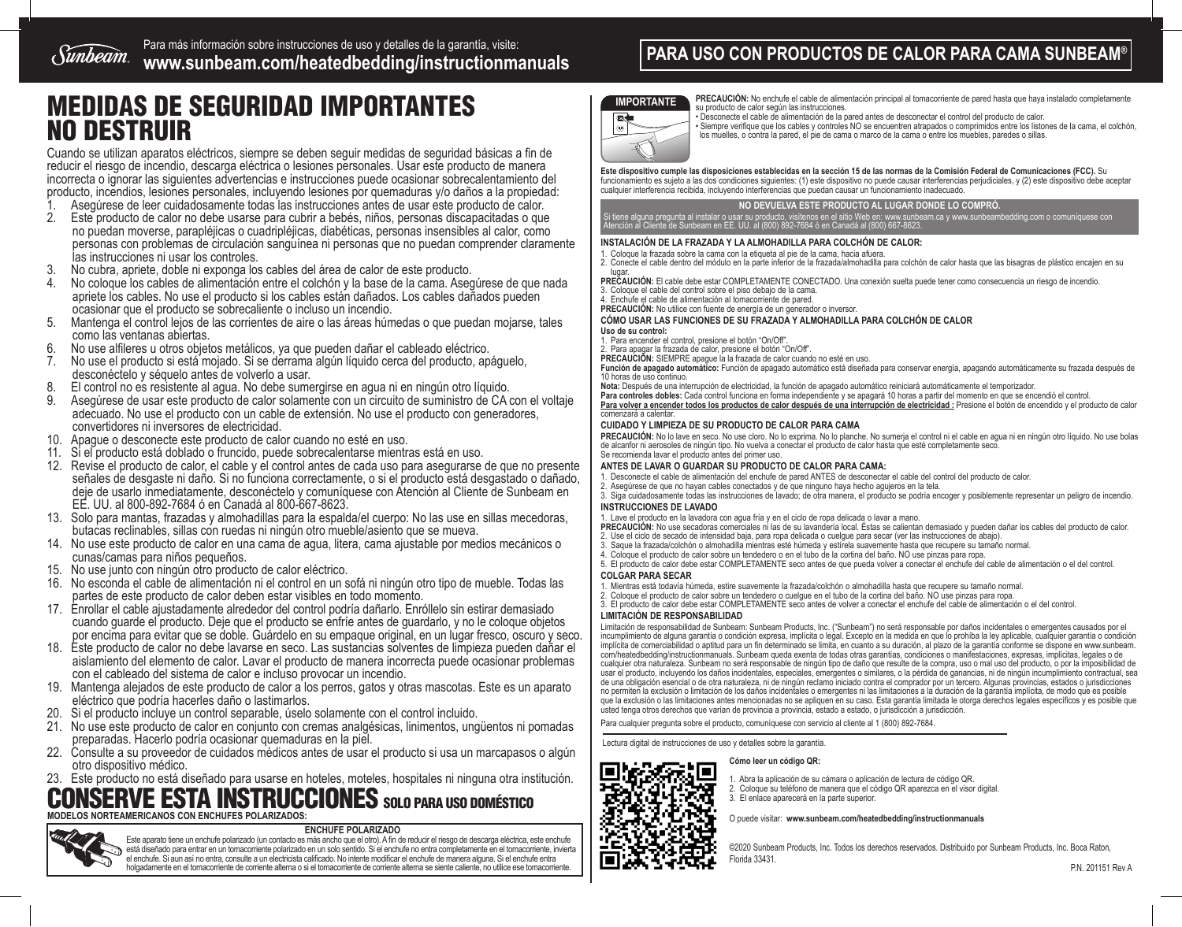Para más información sobre instrucciones de uso y detalles de la garantía, visite:
**www.sunbeam.com/heatedbedding/instructionmanuals**

**PARA USO CON PRODUCTOS DE CALOR PARA CAMA SUNBEAM®**

# MEDIDAS DE SEGURIDAD IMPORTANTES
# NO DESTRUIR

Cuando se utilizan aparatos eléctricos, siempre se deben seguir medidas de seguridad básicas a fin de reducir el riesgo de incendio, descarga eléctrica o lesiones personales. Usar este producto de manera incorrecta o ignorar las siguientes advertencias e instrucciones puede ocasionar sobrecalentamiento del producto, incendios, lesiones personales, incluyendo lesiones por quemaduras y/o daños a la propiedad:

1. Asegúrese de leer cuidadosamente todas las instrucciones antes de usar este producto de calor.
2. Este producto de calor no debe usarse para cubrir a bebés, niños, personas discapacitadas o que no puedan moverse, parapléjicas o cuadripléjicas, diabéticas, personas insensibles al calor, como personas con problemas de circulación sanguínea ni personas que no puedan comprender claramente las instrucciones ni usar los controles.
3. No cubra, apriete, doble ni exponga los cables del área de calor de este producto.
4. No coloque los cables de alimentación entre el colchón y la base de la cama. Asegúrese de que nada apriete los cables. No use el producto si los cables están dañados. Los cables dañados pueden ocasionar que el producto se sobrecaliente o incluso un incendio.
5. Mantenga el control lejos de las corrientes de aire o las áreas húmedas o que puedan mojarse, tales como las ventanas abiertas.
6. No use alfileres u otros objetos metálicos, ya que pueden dañar el cableado eléctrico.
7. No use el producto si está mojado. Si se derrama algún líquido cerca del producto, apáguelo, desconéctelo y séquelo antes de volverlo a usar.
8. El control no es resistente al agua. No debe sumergirse en agua ni en ningún otro líquido.
9. Asegúrese de usar este producto de calor solamente con un circuito de suministro de CA con el voltaje adecuado. No use el producto con un cable de extensión. No use el producto con generadores, convertidores ni inversores de electricidad.
10. Apague o desconecte este producto de calor cuando no esté en uso.
11. Si el producto está doblado o fruncido, puede sobrecalentarse mientras está en uso.
12. Revise el producto de calor, el cable y el control antes de cada uso para asegurarse de que no presente señales de desgaste ni daño. Si no funciona correctamente, o si el producto está desgastado o dañado, deje de usarlo inmediatamente, desconéctelo y comuníquese con Atención al Cliente de Sunbeam en EE. UU. al 800-892-7684 ó en Canadá al 800-667-8623.
13. Solo para mantas, frazadas y almohadillas para la espalda/el cuerpo: No las use en sillas mecedoras, butacas reclinables, sillas con ruedas ni ningún otro mueble/asiento que se mueva.
14. No use este producto de calor en una cama de agua, litera, cama ajustable por medios mecánicos o cunas/camas para niños pequeños.
15. No use junto con ningún otro producto de calor eléctrico.
16. No esconda el cable de alimentación ni el control en un sofá ni ningún otro tipo de mueble. Todas las partes de este producto de calor deben estar visibles en todo momento.
17. Enrollar el cable ajustadamente alrededor del control podría dañarlo. Enróllelo sin estirar demasiado cuando guarde el producto. Deje que el producto se enfríe antes de guardarlo, y no le coloque objetos por encima para evitar que se doble. Guárdelo en su empaque original, en un lugar fresco, oscuro y seco.
18. Este producto de calor no debe lavarse en seco. Las sustancias solventes de limpieza pueden dañar el aislamiento del elemento de calor. Lavar el producto de manera incorrecta puede ocasionar problemas con el cableado del sistema de calor e incluso provocar un incendio.
19. Mantenga alejados de este producto de calor a los perros, gatos y otras mascotas. Este es un aparato eléctrico que podría hacerles daño o lastimarlos.
20. Si el producto incluye un control separable, úselo solamente con el control incluido.
21. No use este producto de calor en conjunto con cremas analgésicas, linimentos, ungüentos ni pomadas preparadas. Hacerlo podría ocasionar quemaduras en la piel.
22. Consulte a su proveedor de cuidados médicos antes de usar el producto si usa un marcapasos o algún otro dispositivo médico.
23. Este producto no está diseñado para usarse en hoteles, moteles, hospitales ni ninguna otra institución.

## CONSERVE ESTA INSTRUCCIONES SOLO PARA USO DOMÉSTICO

**MODELOS NORTEAMERICANOS CON ENCHUFES POLARIZADOS:**

**ENCHUFE POLARIZADO**

Este aparato tiene un enchufe polarizado (un contacto es más ancho que el otro). A fin de reducir el riesgo de descarga eléctrica, este enchufe está diseñado para entrar en un tomacorriente polarizado en un solo sentido. Si el enchufe no entra completamente en el tomacorriente, invierta el enchufe. Si aun así no entra, consulte a un electricista calificado. No intente modificar el enchufe de manera alguna. Si el enchufe entra holgadamente en el tomacorriente de corriente alterna o si el tomacorriente de corriente alterna se siente caliente, no utilice ese tomacorriente.

**IMPORTANTE**

**PRECAUCIÓN:** No enchufe el cable de alimentación principal al tomacorriente de pared hasta que haya instalado completamente su producto de calor según las instrucciones.
- Desconecte el cable de alimentación de la pared antes de desconectar el control del producto de calor.
- Siempre verifique que los cables y controles NO se encuentren atrapados o comprimidos entre los listones de la cama, el colchón, los muelles, o contra la pared, el pie de cama o marco de la cama o entre los muebles, paredes o sillas.

**Este dispositivo cumple las disposiciones establecidas en la sección 15 de las normas de la Comisión Federal de Comunicaciones (FCC).** Su funcionamiento es sujeto a las dos condiciones siguientes: (1) este dispositivo no puede causar interferencias perjudiciales, y (2) este dispositivo debe aceptar cualquier interferencia recibida, incluyendo interferencias que puedan causar un funcionamiento inadecuado.

**NO DEVUELVA ESTE PRODUCTO AL LUGAR DONDE LO COMPRÓ.**

Si tiene alguna pregunta al instalar o usar su producto, visítenos en el sitio Web en: www.sunbeam.ca y www.sunbeambedding.com o comuníquese con Atención al Cliente de Sunbeam en EE. UU. al (800) 892-7684 ó en Canadá al (800) 667-8623.

### INSTALACIÓN DE LA FRAZADA Y LA ALMOHADILLA PARA COLCHÓN DE CALOR:

1. Coloque la frazada sobre la cama con la etiqueta al pie de la cama, hacia afuera.
2. Conecte el cable dentro del módulo en la parte inferior de la frazada/almohadilla para colchón de calor hasta que las bisagras de plástico encajen en su lugar.

**PRECAUCIÓN:** El cable debe estar COMPLETAMENTE CONECTADO. Una conexión suelta puede tener como consecuencia un riesgo de incendio.

3. Coloque el cable del control sobre el piso debajo de la cama.
4. Enchufe el cable de alimentación al tomacorriente de pared.

**PRECAUCIÓN:** No utilice con fuente de energía de un generador o inversor.

### CÓMO USAR LAS FUNCIONES DE SU FRAZADA Y ALMOHADILLA PARA COLCHÓN DE CALOR

**Uso de su control:**

1. Para encender el control, presione el botón "On/Off".
2. Para apagar la frazada de calor, presione el botón "On/Off".

**PRECAUCIÓN:** SIEMPRE apague la la frazada de calor cuando no esté en uso.

**Función de apagado automático:** Función de apagado automático está diseñada para conservar energía, apagando automáticamente su frazada después de 10 horas de uso continuo.

**Nota:** Después de una interrupción de electricidad, la función de apagado automático reiniciará automáticamente el temporizador.

**Para controles dobles:** Cada control funciona en forma independiente y se apagará 10 horas a partir del momento en que se encendió el control.

**Para volver a encender todos los productos de calor después de una interrupción de electricidad :** Presione el botón de encendido y el producto de calor comenzará a calentar.

### CUIDADO Y LIMPIEZA DE SU PRODUCTO DE CALOR PARA CAMA

**PRECAUCIÓN:** No lo lave en seco. No use cloro. No lo exprima. No lo planche. No sumerja el control ni el cable en agua ni en ningún otro líquido. No use bolas de alcanfor ni aerosoles de ningún tipo. No vuelva a conectar el producto de calor hasta que esté completamente seco.

Se recomienda lavar el producto antes del primer uso.

### ANTES DE LAVAR O GUARDAR SU PRODUCTO DE CALOR PARA CAMA:

1. Desconecte el cable de alimentación del enchufe de pared ANTES de desconectar el cable del control del producto de calor.
2. Asegúrese de que no hayan cables conectados y de que ninguno haya hecho agujeros en la tela.
3. Siga cuidadosamente todas las instrucciones de lavado; de otra manera, el producto se podría encoger y posiblemente representar un peligro de incendio.

### INSTRUCCIONES DE LAVADO

1. Lave el producto en la lavadora con agua fría y en el ciclo de ropa delicada o lavar a mano.

**PRECAUCIÓN:** No use secadoras comerciales ni las de su lavandería local. Éstas se calientan demasiado y pueden dañar los cables del producto de calor.

2. Use el ciclo de secado de intensidad baja, para ropa delicada o cuelgue para secar (ver las instrucciones de abajo).
3. Saque la frazada/colchón o almohadilla mientras esté húmeda y estírela suavemente hasta que recupere su tamaño normal.
4. Coloque el producto de calor sobre un tendedero o en el tubo de la cortina del baño. NO use pinzas para ropa.
5. El producto de calor debe estar COMPLETAMENTE seco antes de que pueda volver a conectar el enchufe del cable de alimentación o el del control.

### COLGAR PARA SECAR

1. Mientras está todavía húmeda, estire suavemente la frazada/colchón o almohadilla hasta que recupere su tamaño normal.
2. Coloque el producto de calor sobre un tendedero o cuelgue en el tubo de la cortina del baño. NO use pinzas para ropa.
3. El producto de calor debe estar COMPLETAMENTE seco antes de volver a conectar el enchufe del cable de alimentación o el del control.

### LIMITACIÓN DE RESPONSABILIDAD

Limitación de responsabilidad de Sunbeam: Sunbeam Products, Inc. ("Sunbeam") no será responsable por daños incidentales o emergentes causados por el incumplimiento de alguna garantía o condición expresa, implícita o legal. Excepto en la medida en que lo prohíba la ley aplicable, cualquier garantía o condición implícita de comerciabilidad o aptitud para un fin determinado se limita, en cuanto a su duración, al plazo de la garantía conforme se dispone en www.sunbeam.com/heatedbedding/instructionmanuals. Sunbeam queda exenta de todas otras garantías, condiciones o manifestaciones, expresas, implícitas, legales o de cualquier otra naturaleza. Sunbeam no será responsable de ningún tipo de daño que resulte de la compra, uso o mal uso del producto, o por la imposibilidad de usar el producto, incluyendo los daños incidentales, especiales, emergentes o similares, o la pérdida de ganancias, ni de ningún incumplimiento contractual, sea de una obligación esencial o de otra naturaleza, ni de ningún reclamo iniciado contra el comprador por un tercero. Algunas provincias, estados o jurisdicciones no permiten la exclusión o limitación de los daños incidentales o emergentes ni las limitaciones a la duración de la garantía implícita, de modo que es posible que la exclusión o las limitaciones antes mencionadas no se apliquen en su caso. Esta garantía limitada le otorga derechos legales específicos y es posible que usted tenga otros derechos que varían de provincia a provincia, estado a estado, o jurisdicción a jurisdicción.

Para cualquier pregunta sobre el producto, comuníquese con servicio al cliente al 1 (800) 892-7684.

Lectura digital de instrucciones de uso y detalles sobre la garantía.

**Cómo leer un código QR:**

1. Abra la aplicación de su cámara o aplicación de lectura de código QR.
2. Coloque su teléfono de manera que el código QR aparezca en el visor digital.
3. El enlace aparecerá en la parte superior.

O puede visitar: **www.sunbeam.com/heatedbedding/instructionmanuals**

©2020 Sunbeam Products, Inc. Todos los derechos reservados. Distribuido por Sunbeam Products, Inc. Boca Raton, Florida 33431.

P.N. 201151 Rev A